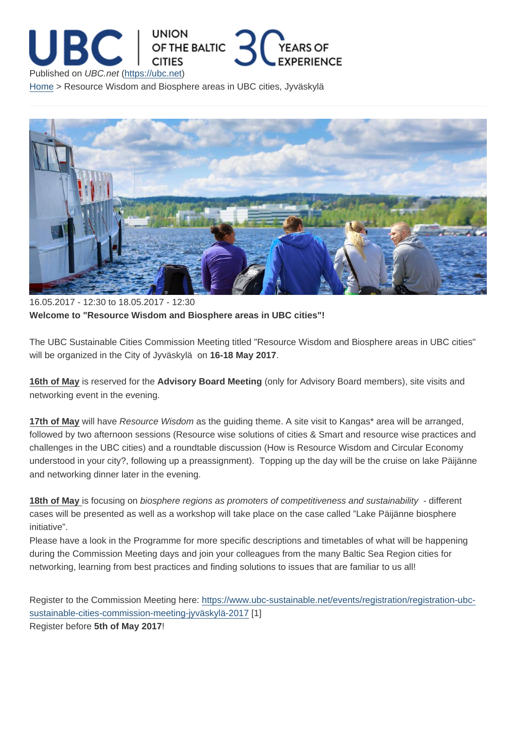Published on *UBC.net* (https://ubc.net)

Home > Resource Wisdom and Biosphere areas in UBC cities, Jyväskylä

16.05.2017 - 12:30 to 18.05.2017 - 12:30

**Welcome to "Resource Wisdom and Biosphere areas in UBC cities"!**

The UBC Sustainable Cities Commission Meeting titled "Resource Wisdom and Biosphere areas in UBC cities" will be organized in the City of Jyväskylä on **16-18 May 2017**.

**16th of May** is reserved for the **Advisory Board Meeting** (only for Advisory Board members), site visits and networking event in the evening.

**17th of May** will have *Resource Wisdom* as the guiding theme. A site visit to Kangas* area will be arranged, followed by two afternoon sessions (Resource wise solutions of cities & Smart and resource wise practices and challenges in the UBC cities) and a roundtable discussion (How is Resource Wisdom and Circular Economy understood in your city?, following up a preassignment). Topping up the day will be the cruise on lake Päijänne and networking dinner later in the evening.

**18th of May** is focusing on *biosphere regions as promoters of competitiveness and sustainability* - different cases will be presented as well as a workshop will take place on the case called "Lake Päijänne biosphere initiative".

Please have a look in the Programme for more specific descriptions and timetables of what will be happening during the Commission Meeting days and join your colleagues from the many Baltic Sea Region cities for networking, learning from best practices and finding solutions to issues that are familiar to us all!

Register to the Commission Meeting here: https://www.ubc-sustainable.net/events/registration/registration-ubc-sustainable-cities-commission-meeting-jyväskylä-2017 [1]

Register before **5th of May 2017**!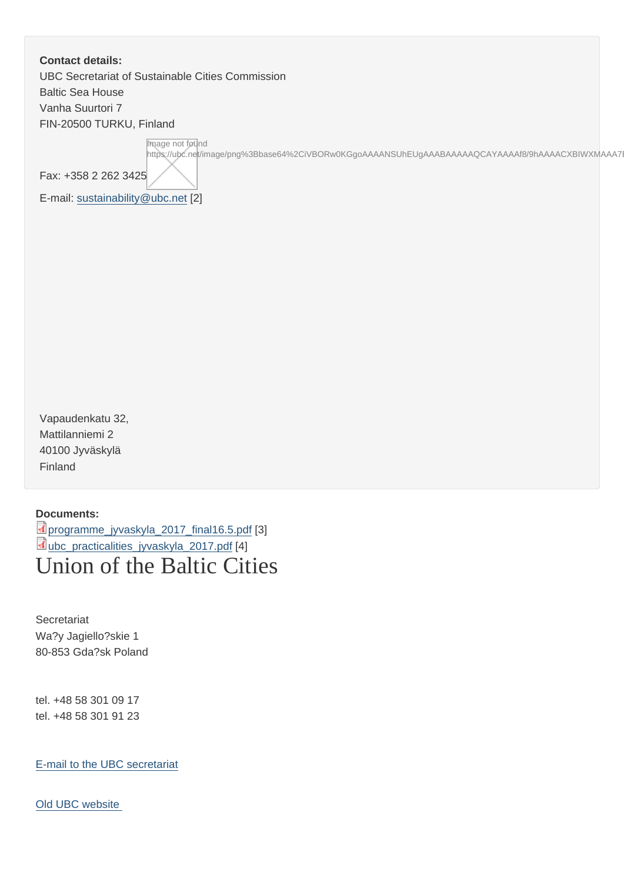**Contact details:**
UBC Secretariat of Sustainable Cities Commission
Baltic Sea House
Vanha Suurtori 7
FIN-20500 TURKU, Finland

Image not found
https://ubc.net/image/png%3Bbase64%2CiVBORw0KGgoAAAANSUhEUgAAABAAAAAQCAYAAAAf8/9hAAAACXBIWXMAAA7

Fax: +358 2 262 3425

E-mail: sustainability@ubc.net [2]

Vapaudenkatu 32,
Mattilanniemi 2
40100 Jyväskylä
Finland

**Documents:**
programme_jyvaskyla_2017_final16.5.pdf [3]
ubc_practicalities_jyvaskyla_2017.pdf [4]

# Union of the Baltic Cities

Secretariat
Wa?y Jagiello?skie 1
80-853 Gda?sk Poland

tel. +48 58 301 09 17
tel. +48 58 301 91 23

E-mail to the UBC secretariat

Old UBC website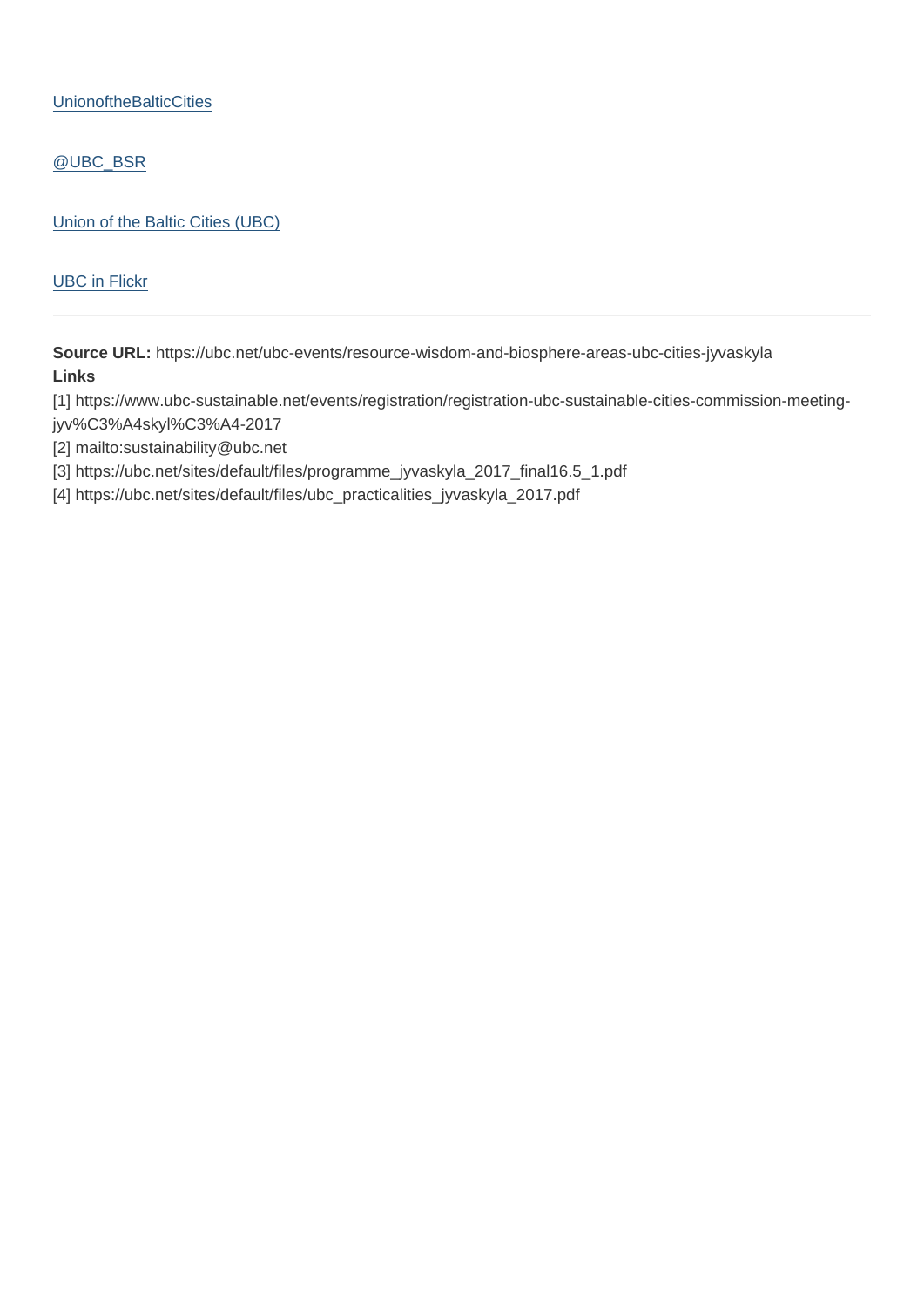UnionoftheBalticCities

@UBC_BSR

Union of the Baltic Cities (UBC)

UBC in Flickr

---

**Source URL:** https://ubc.net/ubc-events/resource-wisdom-and-biosphere-areas-ubc-cities-jyvaskyla
**Links**
[1] https://www.ubc-sustainable.net/events/registration/registration-ubc-sustainable-cities-commission-meeting-jyv%C3%A4skyl%C3%A4-2017
[2] mailto:sustainability@ubc.net
[3] https://ubc.net/sites/default/files/programme_jyvaskyla_2017_final16.5_1.pdf
[4] https://ubc.net/sites/default/files/ubc_practicalities_jyvaskyla_2017.pdf